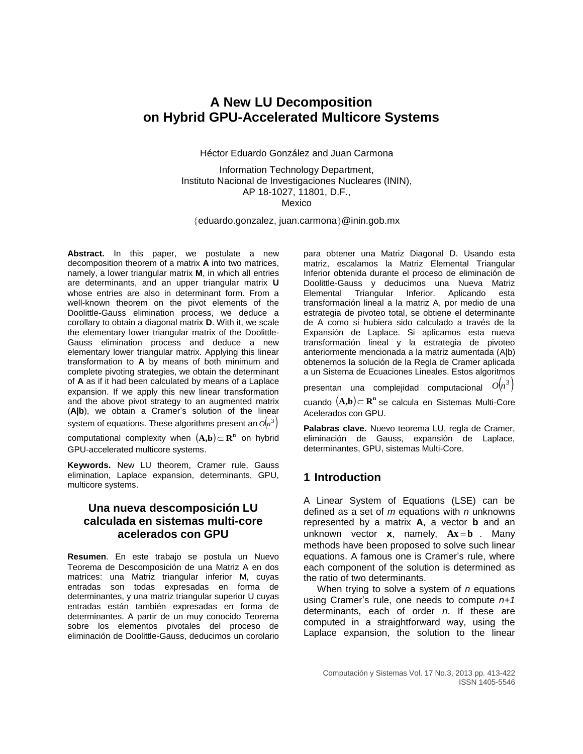# A New LU Decomposition on Hybrid GPU-Accelerated Multicore Systems

Héctor Eduardo González and Juan Carmona

Information Technology Department,
Instituto Nacional de Investigaciones Nucleares (ININ),
AP 18-1027, 11801, D.F.,
Mexico

{eduardo.gonzalez, juan.carmona}@inin.gob.mx

**Abstract.** In this paper, we postulate a new decomposition theorem of a matrix **A** into two matrices, namely, a lower triangular matrix **M**, in which all entries are determinants, and an upper triangular matrix **U** whose entries are also in determinant form. From a well-known theorem on the pivot elements of the Doolittle-Gauss elimination process, we deduce a corollary to obtain a diagonal matrix **D**. With it, we scale the elementary lower triangular matrix of the Doolittle-Gauss elimination process and deduce a new elementary lower triangular matrix. Applying this linear transformation to **A** by means of both minimum and complete pivoting strategies, we obtain the determinant of **A** as if it had been calculated by means of a Laplace expansion. If we apply this new linear transformation and the above pivot strategy to an augmented matrix (**A|b**), we obtain a Cramer's solution of the linear system of equations. These algorithms present an $O(n^3)$ computational complexity when $(\mathbf{A,b}) \subset \mathbf{R^n}$ on hybrid GPU-accelerated multicore systems.

**Keywords.** New LU theorem, Cramer rule, Gauss elimination, Laplace expansion, determinants, GPU, multicore systems.

## Una nueva descomposición LU calculada en sistemas multi-core acelerados con GPU

**Resumen**. En este trabajo se postula un Nuevo Teorema de Descomposición de una Matriz A en dos matrices: una Matriz triangular inferior M, cuyas entradas son todas expresadas en forma de determinantes, y una matriz triangular superior U cuyas entradas están también expresadas en forma de determinantes. A partir de un muy conocido Teorema sobre los elementos pivotales del proceso de eliminación de Doolittle-Gauss, deducimos un corolario para obtener una Matriz Diagonal D. Usando esta matriz, escalamos la Matriz Elemental Triangular Inferior obtenida durante el proceso de eliminación de Doolittle-Gauss y deducimos una Nueva Matriz Elemental Triangular Inferior. Aplicando esta transformación lineal a la matriz A, por medio de una estrategia de pivoteo total, se obtiene el determinante de A como si hubiera sido calculado a través de la Expansión de Laplace. Si aplicamos esta nueva transformación lineal y la estrategia de pivoteo anteriormente mencionada a la matriz aumentada (A|b) obtenemos la solución de la Regla de Cramer aplicada a un Sistema de Ecuaciones Lineales. Estos algoritmos presentan una complejidad computacional $O(n^3)$ cuando $(\mathbf{A,b}) \subset \mathbf{R^n}$ se calcula en Sistemas Multi-Core Acelerados con GPU.

**Palabras clave.** Nuevo teorema LU, regla de Cramer, eliminación de Gauss, expansión de Laplace, determinantes, GPU, sistemas Multi-Core.

## 1 Introduction

A Linear System of Equations (LSE) can be defined as a set of *m* equations with *n* unknowns represented by a matrix **A**, a vector **b** and an unknown vector **x**, namely, $\mathbf{Ax} = \mathbf{b}$ . Many methods have been proposed to solve such linear equations. A famous one is Cramer's rule, where each component of the solution is determined as the ratio of two determinants.

When trying to solve a system of *n* equations using Cramer's rule, one needs to compute *n+1* determinants, each of order *n*. If these are computed in a straightforward way, using the Laplace expansion, the solution to the linear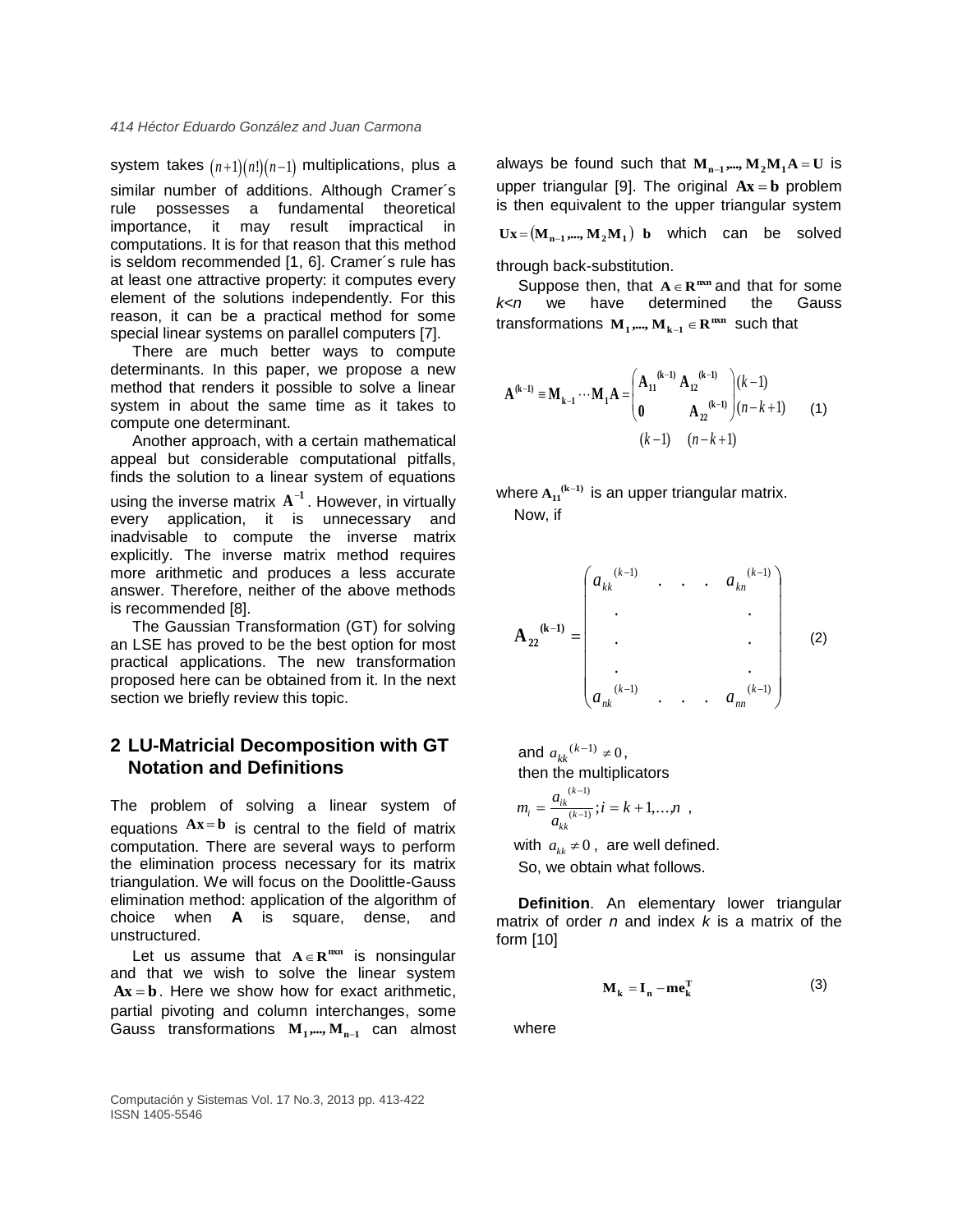system takes $(n+1)(n!)(n-1)$ multiplications, plus a similar number of additions. Although Cramer´s rule possesses a fundamental theoretical importance, it may result impractical in computations. It is for that reason that this method is seldom recommended [1, 6]. Cramer´s rule has at least one attractive property: it computes every element of the solutions independently. For this reason, it can be a practical method for some special linear systems on parallel computers [7].

There are much better ways to compute determinants. In this paper, we propose a new method that renders it possible to solve a linear system in about the same time as it takes to compute one determinant.

Another approach, with a certain mathematical appeal but considerable computational pitfalls, finds the solution to a linear system of equations using the inverse matrix $\mathbf{A}^{-1}$. However, in virtually every application, it is unnecessary and inadvisable to compute the inverse matrix explicitly. The inverse matrix method requires more arithmetic and produces a less accurate answer. Therefore, neither of the above methods is recommended [8].

The Gaussian Transformation (GT) for solving an LSE has proved to be the best option for most practical applications. The new transformation proposed here can be obtained from it. In the next section we briefly review this topic.

## 2 LU-Matricial Decomposition with GT Notation and Definitions

The problem of solving a linear system of equations $\mathbf{Ax}=\mathbf{b}$ is central to the field of matrix computation. There are several ways to perform the elimination process necessary for its matrix triangulation. We will focus on the Doolittle-Gauss elimination method: application of the algorithm of choice when **A** is square, dense, and unstructured.

Let us assume that $\mathbf{A}\in\mathbf{R}^{\mathbf{nxn}}$ is nonsingular and that we wish to solve the linear system $\mathbf{Ax}=\mathbf{b}$. Here we show how for exact arithmetic, partial pivoting and column interchanges, some Gauss transformations $\mathbf{M_1},...,\mathbf{M_{n-1}}$ can almost always be found such that $\mathbf{M_{n-1}},...,\mathbf{M_2}\mathbf{M_1}\mathbf{A}=\mathbf{U}$ is upper triangular [9]. The original $\mathbf{Ax}=\mathbf{b}$ problem is then equivalent to the upper triangular system $\mathbf{Ux}=(\mathbf{M_{n-1}},...,\mathbf{M_2}\mathbf{M_1})\ \mathbf{b}$ which can be solved through back-substitution.

Suppose then, that $\mathbf{A}\in\mathbf{R}^{\mathbf{nxn}}$ and that for some *k<n* we have determined the Gauss transformations $\mathbf{M_1},...,\mathbf{M_{k-1}}\in\mathbf{R}^{\mathbf{nxn}}$ such that

$$\mathbf{A}^{(\mathbf{k-1})}\equiv\mathbf{M}_{\mathbf{k-1}}\cdots\mathbf{M}_1\mathbf{A}=\begin{pmatrix}\mathbf{A}_{11}^{(\mathbf{k-1})} & \mathbf{A}_{12}^{(\mathbf{k-1})}\\ \mathbf{0} & \mathbf{A}_{22}^{(\mathbf{k-1})}\end{pmatrix}\begin{matrix}(k-1)\\(n-k+1)\end{matrix} \qquad (1)$$
$$\qquad\qquad\qquad\qquad (k-1)\quad (n-k+1)$$

where $\mathbf{A}_{11}^{(\mathbf{k-1})}$ is an upper triangular matrix.

Now, if

$$\mathbf{A}_{22}^{(\mathbf{k-1})}=\begin{pmatrix}a_{kk}^{(k-1)} & . & . & . & a_{kn}^{(k-1)}\\ . & & & & .\\ . & & & & .\\ . & & & & .\\ a_{nk}^{(k-1)} & . & . & . & a_{nn}^{(k-1)}\end{pmatrix} \qquad (2)$$

and $a_{kk}^{(k-1)}\neq 0$,

then the multiplicators

$$m_i=\frac{a_{ik}^{(k-1)}}{a_{kk}^{(k-1)}};i=k+1,\ldots,n\ ,$$

with $a_{kk}\neq 0$, are well defined.

So, we obtain what follows.

**Definition**. An elementary lower triangular matrix of order *n* and index *k* is a matrix of the form [10]

$$\mathbf{M_k}=\mathbf{I_n}-\mathbf{me_k^T} \qquad (3)$$

where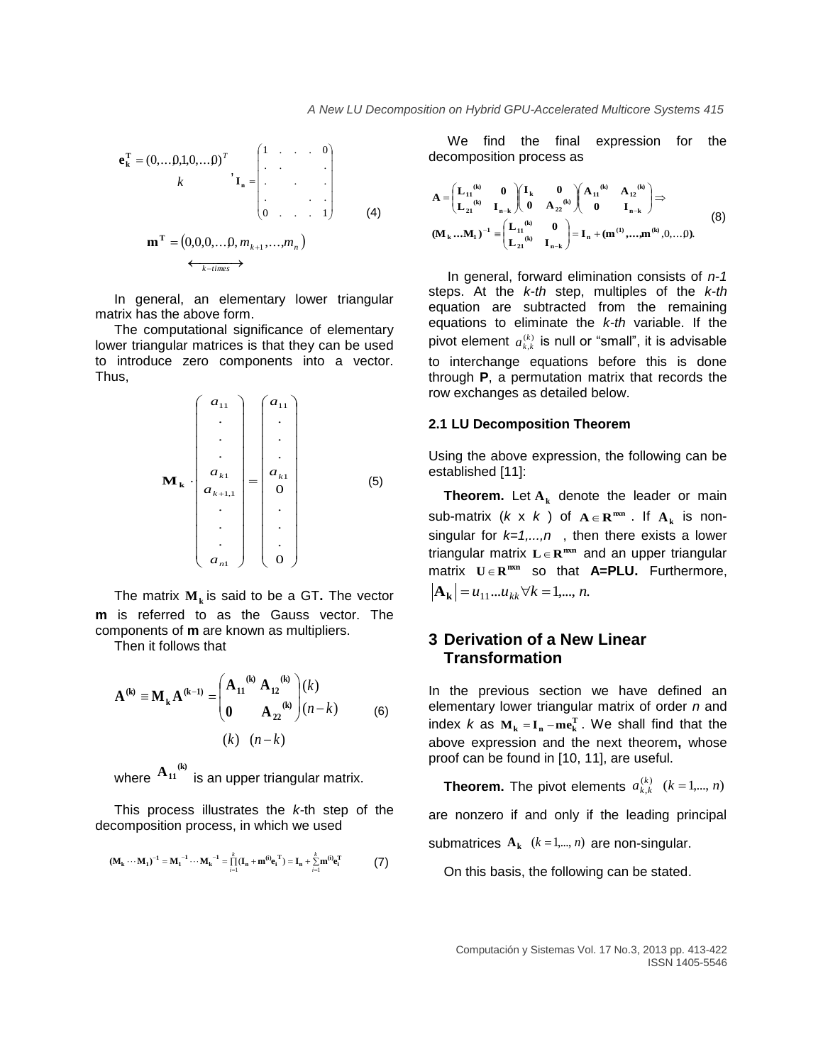$$\mathbf{e_k^T} = (0,\ldots 0,1,0,\ldots 0)^T \quad , \mathbf{I_n} = \begin{pmatrix} 1 & . & . & . & 0 \\ . & . & & & . \\ . & & . & & . \\ . & & & . & . \\ 0 & . & . & . & 1 \end{pmatrix} \tag{4}$$

$$\mathbf{m^T} = \big(\underbrace{0,0,0,\ldots 0}_{k-times}, m_{k+1},\ldots,m_n\big)$$

In general, an elementary lower triangular matrix has the above form.

The computational significance of elementary lower triangular matrices is that they can be used to introduce zero components into a vector. Thus,

$$\mathbf{M_k} \cdot \begin{pmatrix} a_{11} \\ . \\ . \\ . \\ a_{k1} \\ a_{k+1,1} \\ . \\ . \\ . \\ a_{n1} \end{pmatrix} = \begin{pmatrix} a_{11} \\ . \\ . \\ . \\ a_{k1} \\ 0 \\ . \\ . \\ . \\ 0 \end{pmatrix} \tag{5}$$

The matrix $\mathbf{M_k}$ is said to be a GT**.** The vector **m** is referred to as the Gauss vector. The components of **m** are known as multipliers.

Then it follows that

$$\mathbf{A^{(k)}} \equiv \mathbf{M_k A^{(k-1)}} = \begin{pmatrix} \mathbf{A_{11}}^{(k)} & \mathbf{A_{12}}^{(k)} \\ \mathbf{0} & \mathbf{A_{22}}^{(k)} \end{pmatrix} \begin{matrix} (k) \\ (n-k) \end{matrix} \tag{6}$$

$$(k) \quad (n-k)$$

where $\mathbf{A_{11}}^{(k)}$ is an upper triangular matrix.

This process illustrates the *k*-th step of the decomposition process, in which we used

$$(\mathbf{M_k} \cdots \mathbf{M_1})^{-1} = \mathbf{M_1}^{-1} \cdots \mathbf{M_k}^{-1} = \prod_{i=1}^{k} (\mathbf{I_n} + \mathbf{m^{(i)} e_i^T}) = \mathbf{I_n} + \sum_{i=1}^{k} \mathbf{m^{(i)} e_i^T} \tag{7}$$

We find the final expression for the decomposition process as

$$\mathbf{A} = \begin{pmatrix} \mathbf{L_{11}}^{(k)} & \mathbf{0} \\ \mathbf{L_{21}}^{(k)} & \mathbf{I_{n-k}} \end{pmatrix} \begin{pmatrix} \mathbf{I_k} & \mathbf{0} \\ \mathbf{0} & \mathbf{A_{22}}^{(k)} \end{pmatrix} \begin{pmatrix} \mathbf{A_{11}}^{(k)} & \mathbf{A_{12}}^{(k)} \\ \mathbf{0} & \mathbf{I_{n-k}} \end{pmatrix} \Rightarrow$$
$$(\mathbf{M_k} \ldots \mathbf{M_1})^{-1} \equiv \begin{pmatrix} \mathbf{L_{11}}^{(k)} & \mathbf{0} \\ \mathbf{L_{21}}^{(k)} & \mathbf{I_{n-k}} \end{pmatrix} = \mathbf{I_n} + (\mathbf{m^{(1)}},\ldots,\mathbf{m^{(k)}},0,\ldots 0). \tag{8}$$

In general, forward elimination consists of *n-1* steps. At the *k-th* step, multiples of the *k-th* equation are subtracted from the remaining equations to eliminate the *k-th* variable. If the pivot element $a_{k,k}^{(k)}$ is null or "small", it is advisable to interchange equations before this is done through **P**, a permutation matrix that records the row exchanges as detailed below.

### 2.1 LU Decomposition Theorem

Using the above expression, the following can be established [11]:

**Theorem.** Let $\mathbf{A_k}$ denote the leader or main sub-matrix (*k* x *k* ) of $\mathbf{A} \in \mathbf{R^{nxn}}$ . If $\mathbf{A_k}$ is non-singular for *k=1,...,n* , then there exists a lower triangular matrix $\mathbf{L} \in \mathbf{R^{nxn}}$ and an upper triangular matrix $\mathbf{U} \in \mathbf{R^{nxn}}$ so that **A=PLU.** Furthermore, $|\mathbf{A_k}| = u_{11} \ldots u_{kk} \forall k = 1,\ldots, n.$

## 3 Derivation of a New Linear Transformation

In the previous section we have defined an elementary lower triangular matrix of order *n* and index *k* as $\mathbf{M_k} = \mathbf{I_n} - \mathbf{me_k^T}$. We shall find that the above expression and the next theorem**,** whose proof can be found in [10, 11], are useful.

**Theorem.** The pivot elements $a_{k,k}^{(k)} \quad (k = 1,\ldots, n)$ are nonzero if and only if the leading principal submatrices $\mathbf{A_k} \quad (k = 1,\ldots, n)$ are non-singular.

On this basis, the following can be stated.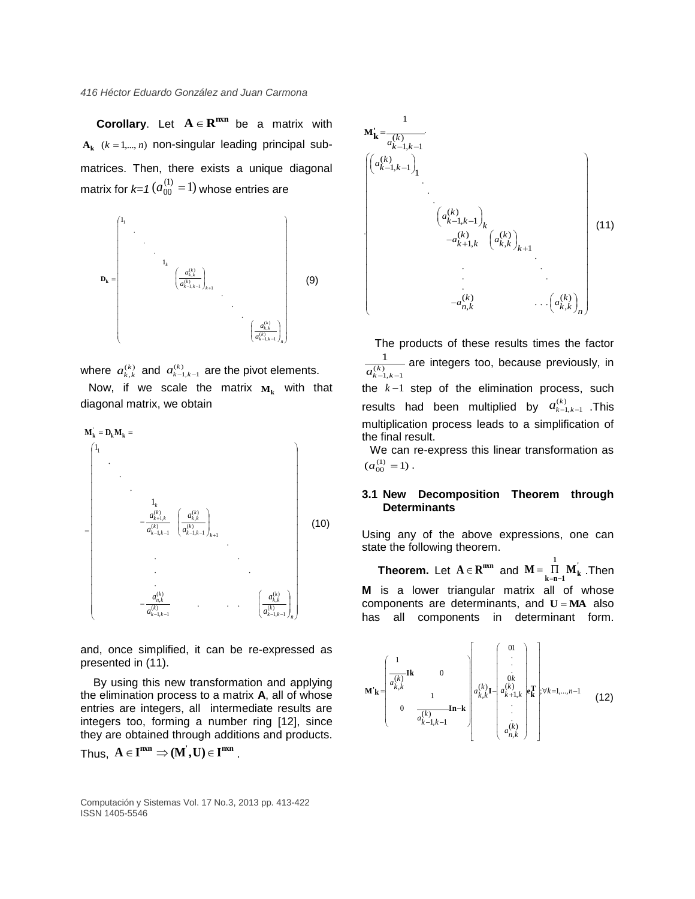**Corollary**. Let $\mathbf{A} \in \mathbf{R}^{\mathbf{nxn}}$ be a matrix with $\mathbf{A_k}$ $(k = 1,..., n)$ non-singular leading principal sub-matrices. Then, there exists a unique diagonal matrix for *k=1* $(a_{00}^{(1)} = 1)$ whose entries are

$$
\mathbf{D_k} = \begin{pmatrix} 1_1 & & & & & & & \\ & \cdot & & & & & & \\ & & \cdot & & & & & \\ & & & \cdot & & & & \\ & & & & 1_k & & & \\ & & & & & \left(\frac{a_{k,k}^{(k)}}{a_{k-1,k-1}^{(k)}}\right)_{k+1} & & \\ & & & & & & \cdot & \\ & & & & & & & \cdot \\ & & & & & & & & \cdot \\ & & & & & & & & & \left(\frac{a_{k,k}^{(k)}}{a_{k-1,k-1}^{(k)}}\right)_n \end{pmatrix} \tag{9}
$$

where $a_{k,k}^{(k)}$ and $a_{k-1,k-1}^{(k)}$ are the pivot elements.

Now, if we scale the matrix $\mathbf{M_k}$ with that diagonal matrix, we obtain

$$
\mathbf{M_k^{'}} = \mathbf{D_k M_k} = 
$$

$$
= \begin{pmatrix} 1_1 & & & & & & & \\ & \cdot & & & & & & \\ & & \cdot & & & & & \\ & & & \cdot & & & & \\ & & & 1_k & & & & \\ & & & -\frac{a_{k+1,k}^{(k)}}{a_{k-1,k-1}^{(k)}} & \left(\frac{a_{k,k}^{(k)}}{a_{k-1,k-1}^{(k)}}\right)_{k+1} & & & \\ & & & & & \cdot & & \\ & & & \cdot & & & \cdot & \\ & & & \cdot & & & & \cdot \\ & & & \cdot & & & & \\ & & & -\frac{a_{n,k}^{(k)}}{a_{k-1,k-1}^{(k)}} & \cdot & \cdot & \cdot & \left(\frac{a_{k,k}^{(k)}}{a_{k-1,k-1}^{(k)}}\right)_n \end{pmatrix} \tag{10}
$$

and, once simplified, it can be re-expressed as presented in (11).

By using this new transformation and applying the elimination process to a matrix **A**, all of whose entries are integers, all intermediate results are integers too, forming a number ring [12], since they are obtained through additions and products. Thus, $\mathbf{A} \in \mathbf{I}^{\mathbf{nxn}} \Rightarrow (\mathbf{M}^{'}, \mathbf{U}) \in \mathbf{I}^{\mathbf{nxn}}$.

$$
\mathbf{M_k^{'}} = \frac{1}{a_{k-1,k-1}^{(k)}} \cdot \begin{pmatrix} \left(a_{k-1,k-1}^{(k)}\right)_1 & & & & & & \\ & \cdot & & & & & \\ & & \cdot & & & & \\ & & & \cdot & & & \\ & & & \left(a_{k-1,k-1}^{(k)}\right)_k & & & \\ & & & -a_{k+1,k}^{(k)} & \left(a_{k,k}^{(k)}\right)_{k+1} & & \\ & & & & & \cdot & \\ & & & \cdot & & & \cdot \\ & & & \cdot & & & \\ & & & \cdot & & & \\ & & & -a_{n,k}^{(k)} & & \cdots & \left(a_{k,k}^{(k)}\right)_n \end{pmatrix} \tag{11}
$$

The products of these results times the factor $\frac{1}{a_{k-1,k-1}^{(k)}}$ are integers too, because previously, in the $k-1$ step of the elimination process, such results had been multiplied by $a_{k-1,k-1}^{(k)}$. This multiplication process leads to a simplification of the final result.

We can re-express this linear transformation as $(a_{00}^{(1)} = 1)$.

### 3.1 New Decomposition Theorem through Determinants

Using any of the above expressions, one can state the following theorem.

**Theorem.** Let $\mathbf{A} \in \mathbf{R}^{\mathbf{nxn}}$ and $\mathbf{M} = \prod_{\mathbf{k=n-1}}^{\mathbf{1}} \mathbf{M_k^{'}}$. Then **M** is a lower triangular matrix all of whose components are determinants, and $\mathbf{U} = \mathbf{MA}$ also has all components in determinant form.

$$
\mathbf{M'_k} = \begin{pmatrix} \frac{1}{a_{k,k}^{(k)}}\mathbf{Ik} & 0 \\ 0 & \frac{1}{a_{k-1,k-1}^{(k)}}\mathbf{In-k} \end{pmatrix} \left[ a_{k,k}^{(k)}\mathbf{I} - \begin{pmatrix} 0_1 \\ \cdot \\ \cdot \\ 0_k \\ a_{k+1,k}^{(k)} \\ \cdot \\ \cdot \\ a_{n,k}^{(k)} \end{pmatrix} \mathbf{e_k^T} \right]; \forall k = 1,...,n-1 \tag{12}
$$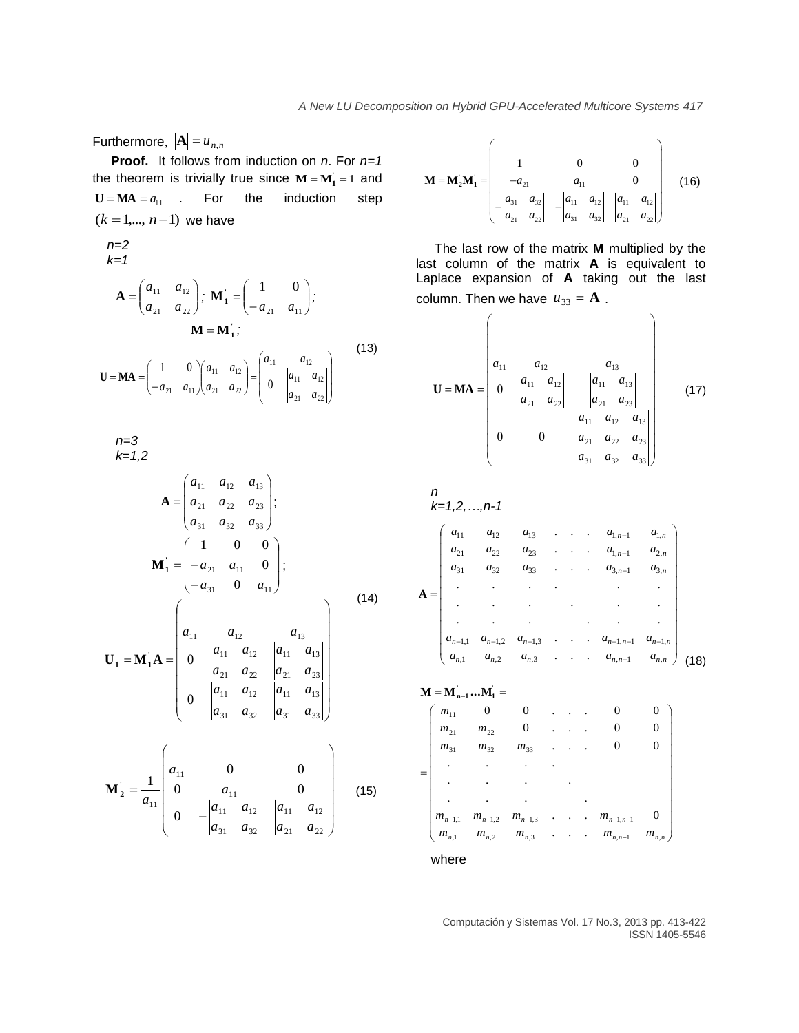Furthermore, $|\mathbf{A}| = u_{n,n}$

**Proof.** It follows from induction on *n*. For *n=1* the theorem is trivially true since $\mathbf{M} = \mathbf{M_1^{'}} = 1$ and $\mathbf{U} = \mathbf{MA} = a_{11}$. For the induction step $(k = 1,..., n-1)$ we have

*n=2*
*k=1*

$$\mathbf{A} = \begin{pmatrix} a_{11} & a_{12} \\ a_{21} & a_{22} \end{pmatrix};\ \mathbf{M_1^{'}} = \begin{pmatrix} 1 & 0 \\ -a_{21} & a_{11} \end{pmatrix};$$
$$\mathbf{M} = \mathbf{M_1^{'}};$$
$$\mathbf{U} = \mathbf{MA} = \begin{pmatrix} 1 & 0 \\ -a_{21} & a_{11} \end{pmatrix}\begin{pmatrix} a_{11} & a_{12} \\ a_{21} & a_{22} \end{pmatrix} = \begin{pmatrix} a_{11} & a_{12} \\ 0 & \begin{vmatrix} a_{11} & a_{12} \\ a_{21} & a_{22} \end{vmatrix} \end{pmatrix} \tag{13}$$

*n=3*
*k=1,2*

$$\mathbf{A} = \begin{pmatrix} a_{11} & a_{12} & a_{13} \\ a_{21} & a_{22} & a_{23} \\ a_{31} & a_{32} & a_{33} \end{pmatrix};$$
$$\mathbf{M_1^{'}} = \begin{pmatrix} 1 & 0 & 0 \\ -a_{21} & a_{11} & 0 \\ -a_{31} & 0 & a_{11} \end{pmatrix};$$
$$\mathbf{U_1} = \mathbf{M_1^{'}A} = \begin{pmatrix} a_{11} & a_{12} & a_{13} \\ 0 & \begin{vmatrix} a_{11} & a_{12} \\ a_{21} & a_{22} \end{vmatrix} & \begin{vmatrix} a_{11} & a_{13} \\ a_{21} & a_{23} \end{vmatrix} \\ 0 & \begin{vmatrix} a_{11} & a_{12} \\ a_{31} & a_{32} \end{vmatrix} & \begin{vmatrix} a_{11} & a_{13} \\ a_{31} & a_{33} \end{vmatrix} \end{pmatrix} \tag{14}$$

$$\mathbf{M_2^{'}} = \frac{1}{a_{11}}\begin{pmatrix} a_{11} & 0 & 0 \\ 0 & a_{11} & 0 \\ 0 & -\begin{vmatrix} a_{11} & a_{12} \\ a_{31} & a_{32} \end{vmatrix} & \begin{vmatrix} a_{11} & a_{12} \\ a_{21} & a_{22} \end{vmatrix} \end{pmatrix} \tag{15}$$

$$\mathbf{M} = \mathbf{M_2^{'}M_1^{'}} = \begin{pmatrix} 1 & 0 & 0 \\ -a_{21} & a_{11} & 0 \\ -\begin{vmatrix} a_{31} & a_{32} \\ a_{21} & a_{22} \end{vmatrix} & -\begin{vmatrix} a_{11} & a_{12} \\ a_{31} & a_{32} \end{vmatrix} & \begin{vmatrix} a_{11} & a_{12} \\ a_{21} & a_{22} \end{vmatrix} \end{pmatrix} \tag{16}$$

The last row of the matrix **M** multiplied by the last column of the matrix **A** is equivalent to Laplace expansion of **A** taking out the last column. Then we have $u_{33} = |\mathbf{A}|$.

$$\mathbf{U} = \mathbf{MA} = \begin{pmatrix} a_{11} & a_{12} & a_{13} \\ 0 & \begin{vmatrix} a_{11} & a_{12} \\ a_{21} & a_{22} \end{vmatrix} & \begin{vmatrix} a_{11} & a_{13} \\ a_{21} & a_{23} \end{vmatrix} \\ 0 & 0 & \begin{vmatrix} a_{11} & a_{12} & a_{13} \\ a_{21} & a_{22} & a_{23} \\ a_{31} & a_{32} & a_{33} \end{vmatrix} \end{pmatrix} \tag{17}$$

*n*
*k=1,2,…,n-1*

$$\mathbf{A} = \begin{pmatrix} a_{11} & a_{12} & a_{13} & . & . & . & a_{1,n-1} & a_{1,n} \\ a_{21} & a_{22} & a_{23} & . & . & . & a_{1,n-1} & a_{2,n} \\ a_{31} & a_{32} & a_{33} & . & . & . & a_{3,n-1} & a_{3,n} \\ . & . & . & . & & & . & . \\ . & . & . & & . & & . & . \\ . & . & . & & & . & . & . \\ a_{n-1,1} & a_{n-1,2} & a_{n-1,3} & . & . & . & a_{n-1,n-1} & a_{n-1,n} \\ a_{n,1} & a_{n,2} & a_{n,3} & . & . & . & a_{n,n-1} & a_{n,n} \end{pmatrix} \tag{18}$$

$$\mathbf{M} = \mathbf{M_{n-1}^{'}} \ldots \mathbf{M_1^{'}} = $$
$$= \begin{pmatrix} m_{11} & 0 & 0 & . & . & . & 0 & 0 \\ m_{21} & m_{22} & 0 & . & . & . & 0 & 0 \\ m_{31} & m_{32} & m_{33} & . & . & . & 0 & 0 \\ . & . & . & . & & & & \\ . & . & . & & . & & & \\ . & . & . & & & . & & \\ m_{n-1,1} & m_{n-1,2} & m_{n-1,3} & . & . & . & m_{n-1,n-1} & 0 \\ m_{n,1} & m_{n,2} & m_{n,3} & . & . & . & m_{n,n-1} & m_{n,n} \end{pmatrix}$$

where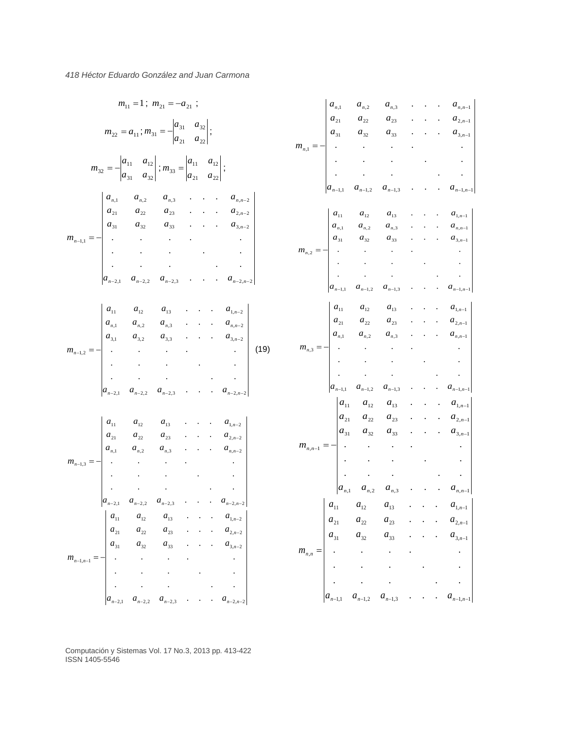$$m_{11} = 1\,;\;\; m_{21} = -a_{21}\,;$$

$$m_{22} = a_{11}\,; m_{31} = -\begin{vmatrix} a_{31} & a_{32} \\ a_{21} & a_{22} \end{vmatrix};$$

$$m_{32} = -\begin{vmatrix} a_{11} & a_{12} \\ a_{31} & a_{32} \end{vmatrix}; m_{33} = \begin{vmatrix} a_{11} & a_{12} \\ a_{21} & a_{22} \end{vmatrix};$$

$$m_{n-1,1} = -\begin{vmatrix} a_{n,1} & a_{n,2} & a_{n,3} & . & . & . & a_{n,n-2} \\ a_{21} & a_{22} & a_{23} & . & . & . & a_{2,n-2} \\ a_{31} & a_{32} & a_{33} & . & . & . & a_{3,n-2} \\ . & . & . & . & & & . \\ . & . & . & & . & & . \\ . & . & . & & & . & . \\ a_{n-2,1} & a_{n-2,2} & a_{n-2,3} & . & . & . & a_{n-2,n-2} \end{vmatrix}$$

$$m_{n-1,2} = -\begin{vmatrix} a_{11} & a_{12} & a_{13} & . & . & . & a_{1,n-2} \\ a_{n,1} & a_{n,2} & a_{n,3} & . & . & . & a_{n,n-2} \\ a_{3,1} & a_{3,2} & a_{3,3} & . & . & . & a_{3,n-2} \\ . & . & . & . & & & . \\ . & . & . & & . & & . \\ . & . & . & & & . & . \\ a_{n-2,1} & a_{n-2,2} & a_{n-2,3} & . & . & . & a_{n-2,n-2} \end{vmatrix} \quad (19)$$

$$m_{n-1,3} = -\begin{vmatrix} a_{11} & a_{12} & a_{13} & . & . & . & a_{1,n-2} \\ a_{21} & a_{22} & a_{23} & . & . & . & a_{2,n-2} \\ a_{n,1} & a_{n,2} & a_{n,3} & . & . & . & a_{n,n-2} \\ . & . & . & . & & & . \\ . & . & . & & . & & . \\ . & . & . & & & . & . \\ a_{n-2,1} & a_{n-2,2} & a_{n-2,3} & . & . & . & a_{n-2,n-2} \end{vmatrix}$$

$$m_{n-1,n-1} = -\begin{vmatrix} a_{11} & a_{12} & a_{13} & . & . & . & a_{1,n-2} \\ a_{21} & a_{22} & a_{23} & . & . & . & a_{2,n-2} \\ a_{31} & a_{32} & a_{33} & . & . & . & a_{3,n-2} \\ . & . & . & . & & & . \\ . & . & . & & . & & . \\ . & . & . & & & . & . \\ a_{n-2,1} & a_{n-2,2} & a_{n-2,3} & . & . & . & a_{n-2,n-2} \end{vmatrix}$$

$$m_{n,1} = -\begin{vmatrix} a_{n,1} & a_{n,2} & a_{n,3} & . & . & . & a_{n,n-1} \\ a_{21} & a_{22} & a_{23} & . & . & . & a_{2,n-1} \\ a_{31} & a_{32} & a_{33} & . & . & . & a_{3,n-1} \\ . & . & . & . & & & . \\ . & . & . & & . & & . \\ . & . & . & & & . & . \\ a_{n-1,1} & a_{n-1,2} & a_{n-1,3} & . & . & . & a_{n-1,n-1} \end{vmatrix}$$

$$m_{n,2} = -\begin{vmatrix} a_{11} & a_{12} & a_{13} & . & . & . & a_{1,n-1} \\ a_{n,1} & a_{n,2} & a_{n,3} & . & . & . & a_{n,n-1} \\ a_{31} & a_{32} & a_{33} & . & . & . & a_{3,n-1} \\ . & . & . & . & & & . \\ . & . & . & & . & & . \\ . & . & . & & & . & . \\ a_{n-1,1} & a_{n-1,2} & a_{n-1,3} & . & . & . & a_{n-1,n-1} \end{vmatrix}$$

$$m_{n,3} = -\begin{vmatrix} a_{11} & a_{12} & a_{13} & . & . & . & a_{1,n-1} \\ a_{21} & a_{22} & a_{23} & . & . & . & a_{2,n-1} \\ a_{n,1} & a_{n,2} & a_{n,3} & . & . & . & a_{n,n-1} \\ . & . & . & . & & & . \\ . & . & . & & . & & . \\ . & . & . & & & . & . \\ a_{n-1,1} & a_{n-1,2} & a_{n-1,3} & . & . & . & a_{n-1,n-1} \end{vmatrix}$$

$$m_{n,n-1} = -\begin{vmatrix} a_{11} & a_{12} & a_{13} & . & . & . & a_{1,n-1} \\ a_{21} & a_{22} & a_{23} & . & . & . & a_{2,n-1} \\ a_{31} & a_{32} & a_{33} & . & . & . & a_{3,n-1} \\ . & . & . & . & & & . \\ . & . & . & & . & & . \\ . & . & . & & & . & . \\ a_{n,1} & a_{n,2} & a_{n,3} & . & . & . & a_{n,n-1} \end{vmatrix}$$

$$m_{n,n} = \begin{vmatrix} a_{11} & a_{12} & a_{13} & . & . & . & a_{1,n-1} \\ a_{21} & a_{22} & a_{23} & . & . & . & a_{2,n-1} \\ a_{31} & a_{32} & a_{33} & . & . & . & a_{3,n-1} \\ . & . & . & . & & & . \\ . & . & . & & . & & . \\ . & . & . & & & . & . \\ a_{n-1,1} & a_{n-1,2} & a_{n-1,3} & . & . & . & a_{n-1,n-1} \end{vmatrix}$$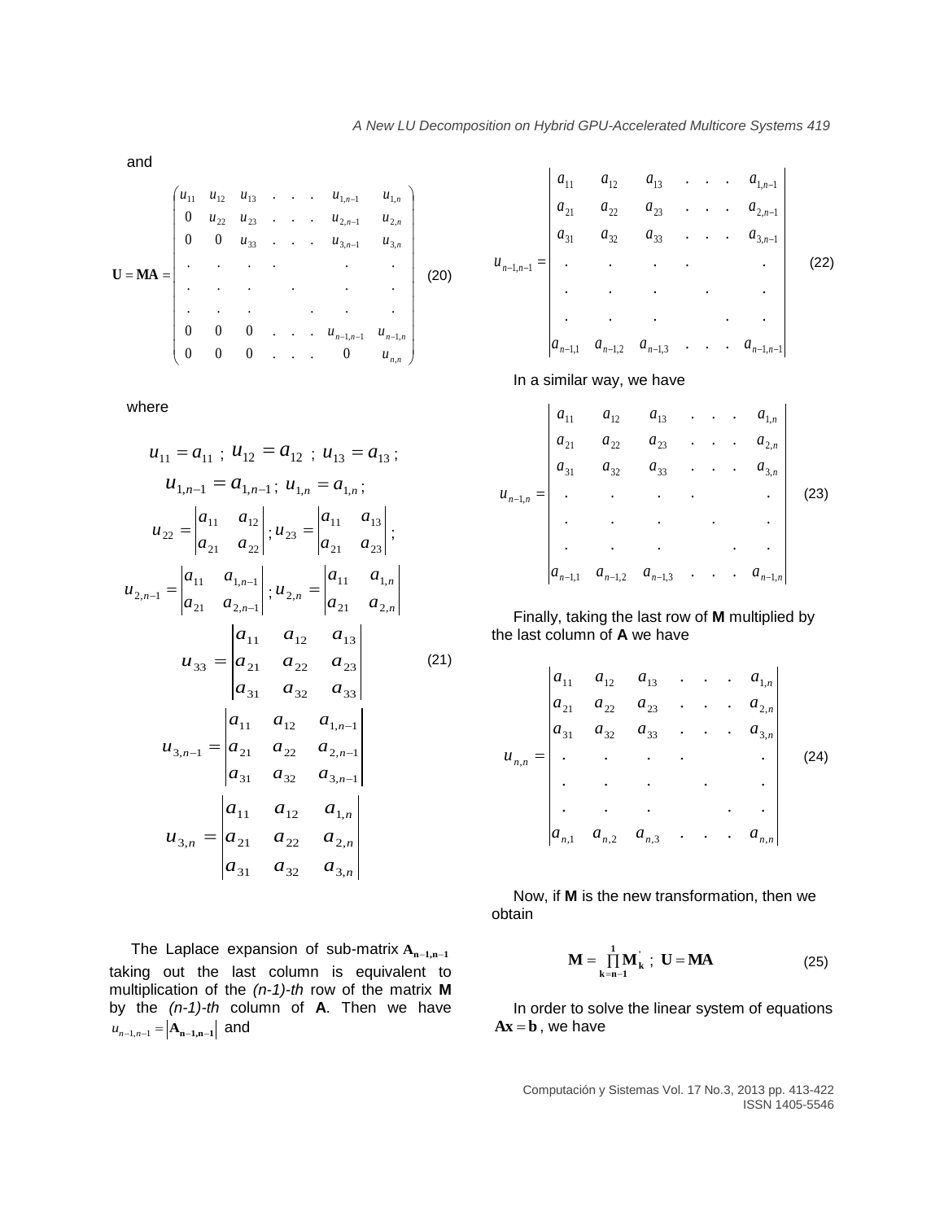and

$$
\mathbf{U}=\mathbf{MA}=\begin{pmatrix}
u_{11} & u_{12} & u_{13} & . & . & . & u_{1,n-1} & u_{1,n} \\
0 & u_{22} & u_{23} & . & . & . & u_{2,n-1} & u_{2,n} \\
0 & 0 & u_{33} & . & . & . & u_{3,n-1} & u_{3,n} \\
. & . & . & . & & & . & . \\
. & . & . & & . & & . & . \\
. & . & . & & & . & . & . \\
0 & 0 & 0 & . & . & . & u_{n-1,n-1} & u_{n-1,n} \\
0 & 0 & 0 & . & . & . & 0 & u_{n,n}
\end{pmatrix} \tag{20}
$$

where

$$
\begin{gathered}
u_{11}=a_{11}\ ;\ u_{12}=a_{12}\ ;\ u_{13}=a_{13}\ ; \\
u_{1,n-1}=a_{1,n-1}\ ;\ u_{1,n}=a_{1,n}\ ; \\
u_{22}=\begin{vmatrix} a_{11} & a_{12} \\ a_{21} & a_{22} \end{vmatrix};\ u_{23}=\begin{vmatrix} a_{11} & a_{13} \\ a_{21} & a_{23} \end{vmatrix}; \\
u_{2,n-1}=\begin{vmatrix} a_{11} & a_{1,n-1} \\ a_{21} & a_{2,n-1} \end{vmatrix};\ u_{2,n}=\begin{vmatrix} a_{11} & a_{1,n} \\ a_{21} & a_{2,n} \end{vmatrix} \\
u_{33}=\begin{vmatrix} a_{11} & a_{12} & a_{13} \\ a_{21} & a_{22} & a_{23} \\ a_{31} & a_{32} & a_{33} \end{vmatrix} \\
u_{3,n-1}=\begin{vmatrix} a_{11} & a_{12} & a_{1,n-1} \\ a_{21} & a_{22} & a_{2,n-1} \\ a_{31} & a_{32} & a_{3,n-1} \end{vmatrix} \\
u_{3,n}=\begin{vmatrix} a_{11} & a_{12} & a_{1,n} \\ a_{21} & a_{22} & a_{2,n} \\ a_{31} & a_{32} & a_{3,n} \end{vmatrix}
\end{gathered} \tag{21}
$$

The Laplace expansion of sub-matrix $\mathbf{A_{n-1,n-1}}$ taking out the last column is equivalent to multiplication of the *(n-1)-th* row of the matrix **M** by the *(n-1)-th* column of **A**. Then we have $u_{n-1,n-1}=\left|\mathbf{A_{n-1,n-1}}\right|$ and

$$
u_{n-1,n-1}=\begin{vmatrix}
a_{11} & a_{12} & a_{13} & . & . & . & a_{1,n-1} \\
a_{21} & a_{22} & a_{23} & . & . & . & a_{2,n-1} \\
a_{31} & a_{32} & a_{33} & . & . & . & a_{3,n-1} \\
. & . & . & . & & & . \\
. & . & . & & . & & . \\
. & . & . & & & . & . \\
a_{n-1,1} & a_{n-1,2} & a_{n-1,3} & . & . & . & a_{n-1,n-1}
\end{vmatrix} \tag{22}
$$

In a similar way, we have

$$
u_{n-1,n}=\begin{vmatrix}
a_{11} & a_{12} & a_{13} & . & . & . & a_{1,n} \\
a_{21} & a_{22} & a_{23} & . & . & . & a_{2,n} \\
a_{31} & a_{32} & a_{33} & . & . & . & a_{3,n} \\
. & . & . & . & & & . \\
. & . & . & & . & & . \\
. & . & . & & & . & . \\
a_{n-1,1} & a_{n-1,2} & a_{n-1,3} & . & . & . & a_{n-1,n}
\end{vmatrix} \tag{23}
$$

Finally, taking the last row of **M** multiplied by the last column of **A** we have

$$
u_{n,n}=\begin{vmatrix}
a_{11} & a_{12} & a_{13} & . & . & . & a_{1,n} \\
a_{21} & a_{22} & a_{23} & . & . & . & a_{2,n} \\
a_{31} & a_{32} & a_{33} & . & . & . & a_{3,n} \\
. & . & . & . & & & . \\
. & . & . & & . & & . \\
. & . & . & & & . & . \\
a_{n,1} & a_{n,2} & a_{n,3} & . & . & . & a_{n,n}
\end{vmatrix} \tag{24}
$$

Now, if **M** is the new transformation, then we obtain

$$
\mathbf{M}=\prod_{\mathbf{k}=\mathbf{n}-\mathbf{1}}^{\mathbf{1}}\mathbf{M}_{\mathbf{k}}^{'}\ ;\ \mathbf{U}=\mathbf{MA} \tag{25}
$$

In order to solve the linear system of equations $\mathbf{Ax}=\mathbf{b}$, we have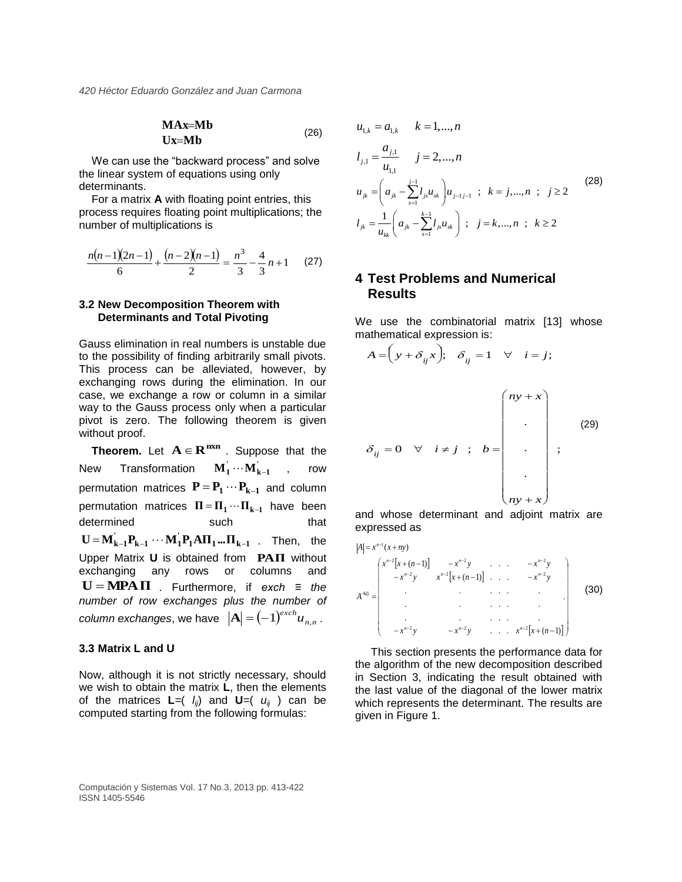$$\begin{array}{l}\mathbf{MAx{=}Mb}\\ \mathbf{Ux{=}Mb}\end{array} \tag{26}$$

We can use the "backward process" and solve the linear system of equations using only determinants.

For a matrix **A** with floating point entries, this process requires floating point multiplications; the number of multiplications is

$$\frac{n(n-1)(2n-1)}{6}+\frac{(n-2)(n-1)}{2}=\frac{n^3}{3}-\frac{4}{3}n+1 \tag{27}$$

### 3.2 New Decomposition Theorem with Determinants and Total Pivoting

Gauss elimination in real numbers is unstable due to the possibility of finding arbitrarily small pivots. This process can be alleviated, however, by exchanging rows during the elimination. In our case, we exchange a row or column in a similar way to the Gauss process only when a particular pivot is zero. The following theorem is given without proof.

**Theorem.** Let $\mathbf{A}\in\mathbf{R}^{\mathbf{nxn}}$. Suppose that the New Transformation $\mathbf{M}_1^{'}\cdots\mathbf{M}_{k-1}^{'}$, row permutation matrices $\mathbf{P}=\mathbf{P}_1\cdots\mathbf{P}_{k-1}$ and column permutation matrices $\mathbf{\Pi}=\mathbf{\Pi}_1\cdots\mathbf{\Pi}_{k-1}$ have been determined such that $\mathbf{U}=\mathbf{M}_{k-1}^{'}\mathbf{P}_{k-1}\cdots\mathbf{M}_1^{'}\mathbf{P}_1\mathbf{A}\mathbf{\Pi}_1\ldots\mathbf{\Pi}_{k-1}$. Then, the Upper Matrix **U** is obtained from $\mathbf{PA\Pi}$ without exchanging any rows or columns and $\mathbf{U}=\mathbf{MPA\Pi}$. Furthermore, if *exch* ≡ *the number of row exchanges plus the number of column exchanges*, we have $|\mathbf{A}|=(-1)^{exch}u_{n,n}$.

### 3.3 Matrix L and U

Now, although it is not strictly necessary, should we wish to obtain the matrix **L**, then the elements of the matrices **L**=( $l_{ij}$) and **U**=( $u_{ij}$ ) can be computed starting from the following formulas:

$$\begin{array}{l}
u_{1,k}=a_{1,k}\qquad k=1,\ldots,n\\
l_{j,1}=\dfrac{a_{j,1}}{u_{1,1}}\qquad j=2,\ldots,n\\
u_{jk}=\left(a_{jk}-\displaystyle\sum_{s=1}^{j-1}l_{js}u_{sk}\right)u_{j-1\,j-1}\ ;\ \ k=j,\ldots,n\ ;\ \ j\geq 2\\
l_{jk}=\dfrac{1}{u_{kk}}\left(a_{jk}-\displaystyle\sum_{s=1}^{k-1}l_{js}u_{sk}\right)\ ;\ \ j=k,\ldots,n\ ;\ \ k\geq 2
\end{array} \tag{28}$$

## 4 Test Problems and Numerical Results

We use the combinatorial matrix [13] whose mathematical expression is:

$$A=\left(y+\delta_{ij}x\right);\quad \delta_{ij}=1\quad\forall\quad i=j;$$

$$\delta_{ij}=0\quad\forall\quad i\neq j\quad;\quad b=\begin{pmatrix}ny+x\\ \cdot\\ \cdot\\ \cdot\\ ny+x\end{pmatrix}; \tag{29}$$

and whose determinant and adjoint matrix are expressed as

$$|A|=x^{n-1}(x+ny)$$

$$A^{Adj}=\begin{pmatrix}
x^{n-2}[x+(n-1)] & -x^{n-2}y & \cdots & -x^{n-2}y\\
-x^{n-2}y & x^{n-2}[x+(n-1)] & \cdots & -x^{n-2}y\\
\cdot & \cdot & \cdots & \cdot\\
\cdot & \cdot & \cdots & \cdot\\
\cdot & \cdot & \cdots & \cdot\\
-x^{n-2}y & -x^{n-2}y & \cdots & x^{n-2}[x+(n-1)]
\end{pmatrix}. \tag{30}$$

This section presents the performance data for the algorithm of the new decomposition described in Section 3, indicating the result obtained with the last value of the diagonal of the lower matrix which represents the determinant. The results are given in Figure 1.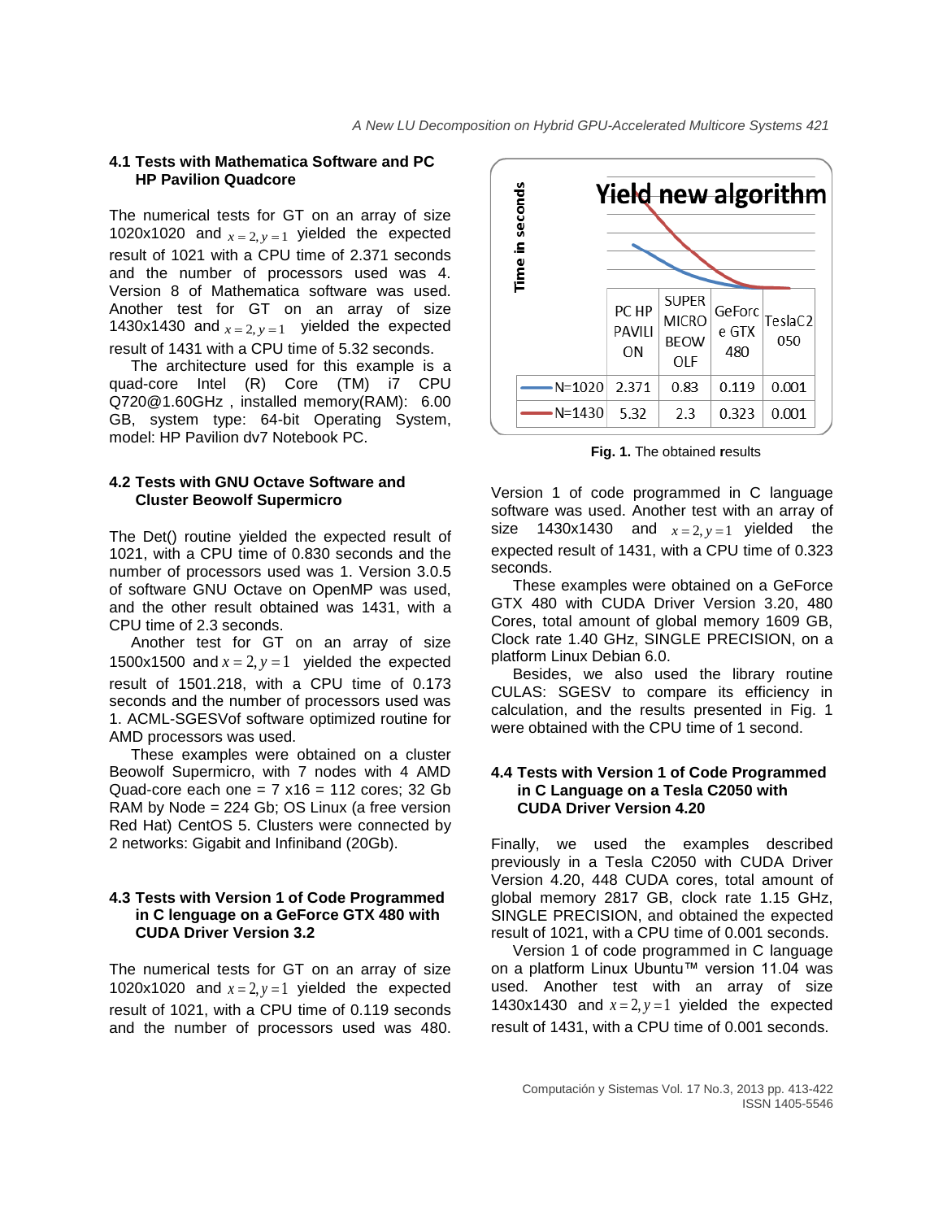### 4.1 Tests with Mathematica Software and PC HP Pavilion Quadcore

The numerical tests for GT on an array of size 1020x1020 and $x = 2, y = 1$ yielded the expected result of 1021 with a CPU time of 2.371 seconds and the number of processors used was 4. Version 8 of Mathematica software was used. Another test for GT on an array of size 1430x1430 and $x = 2, y = 1$ yielded the expected result of 1431 with a CPU time of 5.32 seconds.

The architecture used for this example is a quad-core Intel (R) Core (TM) i7 CPU Q720@1.60GHz , installed memory(RAM): 6.00 GB, system type: 64-bit Operating System, model: HP Pavilion dv7 Notebook PC.

### 4.2 Tests with GNU Octave Software and Cluster Beowolf Supermicro

The Det() routine yielded the expected result of 1021, with a CPU time of 0.830 seconds and the number of processors used was 1. Version 3.0.5 of software GNU Octave on OpenMP was used, and the other result obtained was 1431, with a CPU time of 2.3 seconds.

Another test for GT on an array of size 1500x1500 and $x = 2, y = 1$ yielded the expected result of 1501.218, with a CPU time of 0.173 seconds and the number of processors used was 1. ACML-SGESVof software optimized routine for AMD processors was used.

These examples were obtained on a cluster Beowolf Supermicro, with 7 nodes with 4 AMD Quad-core each one = 7 x16 = 112 cores; 32 Gb RAM by Node = 224 Gb; OS Linux (a free version Red Hat) CentOS 5. Clusters were connected by 2 networks: Gigabit and Infiniband (20Gb).

### 4.3 Tests with Version 1 of Code Programmed in C lenguage on a GeForce GTX 480 with CUDA Driver Version 3.2

The numerical tests for GT on an array of size 1020x1020 and $x = 2, y = 1$ yielded the expected result of 1021, with a CPU time of 0.119 seconds and the number of processors used was 480.

**Yield new algorithm** (Time in seconds)

| | PC HP PAVILION | SUPER MICRO BEOWOLF | GeForce GTX 480 | TeslaC2050 |
|---|---|---|---|---|
| N=1020 | 2.371 | 0.83 | 0.119 | 0.001 |
| N=1430 | 5.32 | 2.3 | 0.323 | 0.001 |

**Fig. 1.** The obtained **r**esults

Version 1 of code programmed in C language software was used. Another test with an array of size 1430x1430 and $x = 2, y = 1$ yielded the expected result of 1431, with a CPU time of 0.323 seconds.

These examples were obtained on a GeForce GTX 480 with CUDA Driver Version 3.20, 480 Cores, total amount of global memory 1609 GB, Clock rate 1.40 GHz, SINGLE PRECISION, on a platform Linux Debian 6.0.

Besides, we also used the library routine CULAS: SGESV to compare its efficiency in calculation, and the results presented in Fig. 1 were obtained with the CPU time of 1 second.

### 4.4 Tests with Version 1 of Code Programmed in C Language on a Tesla C2050 with CUDA Driver Version 4.20

Finally, we used the examples described previously in a Tesla C2050 with CUDA Driver Version 4.20, 448 CUDA cores, total amount of global memory 2817 GB, clock rate 1.15 GHz, SINGLE PRECISION, and obtained the expected result of 1021, with a CPU time of 0.001 seconds.

Version 1 of code programmed in C language on a platform Linux Ubuntu™ version 11.04 was used. Another test with an array of size 1430x1430 and $x = 2, y = 1$ yielded the expected result of 1431, with a CPU time of 0.001 seconds.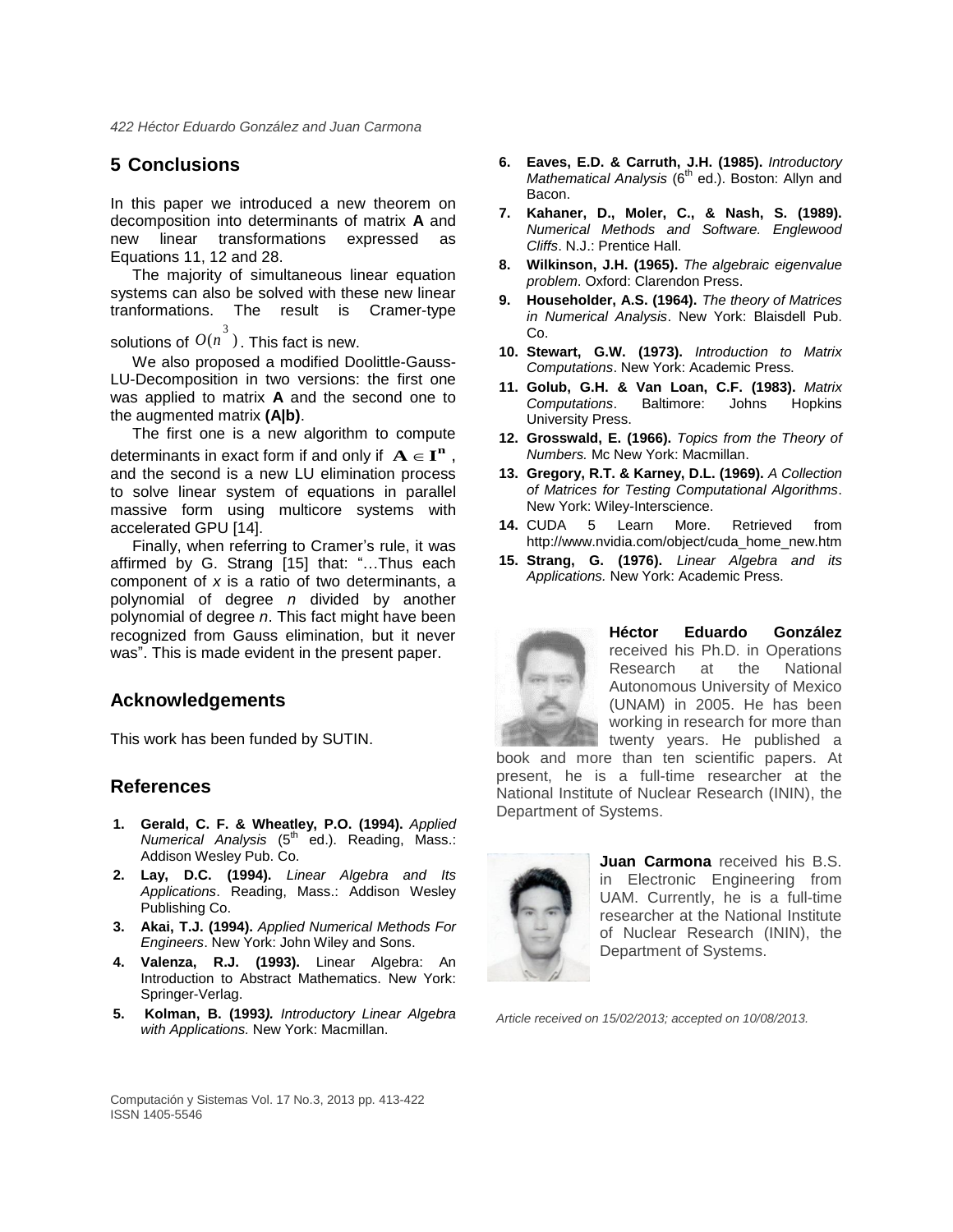## 5 Conclusions

In this paper we introduced a new theorem on decomposition into determinants of matrix **A** and new linear transformations expressed as Equations 11, 12 and 28.

The majority of simultaneous linear equation systems can also be solved with these new linear tranformations. The result is Cramer-type solutions of $O(n^3)$. This fact is new.

We also proposed a modified Doolittle-Gauss-LU-Decomposition in two versions: the first one was applied to matrix **A** and the second one to the augmented matrix **(A|b)**.

The first one is a new algorithm to compute determinants in exact form if and only if $\mathbf{A} \in \mathbf{I}^{\mathbf{n}}$, and the second is a new LU elimination process to solve linear system of equations in parallel massive form using multicore systems with accelerated GPU [14].

Finally, when referring to Cramer's rule, it was affirmed by G. Strang [15] that: "…Thus each component of *x* is a ratio of two determinants, a polynomial of degree *n* divided by another polynomial of degree *n*. This fact might have been recognized from Gauss elimination, but it never was". This is made evident in the present paper.

## Acknowledgements

This work has been funded by SUTIN.

## References

1. **Gerald, C. F. & Wheatley, P.O. (1994).** *Applied Numerical Analysis* (5th ed.). Reading, Mass.: Addison Wesley Pub. Co.
2. **Lay, D.C. (1994).** *Linear Algebra and Its Applications*. Reading, Mass.: Addison Wesley Publishing Co.
3. **Akai, T.J. (1994).** *Applied Numerical Methods For Engineers*. New York: John Wiley and Sons.
4. **Valenza, R.J. (1993).** Linear Algebra: An Introduction to Abstract Mathematics. New York: Springer-Verlag.
5. **Kolman, B. (1993).** *Introductory Linear Algebra with Applications.* New York: Macmillan.
6. **Eaves, E.D. & Carruth, J.H. (1985).** *Introductory Mathematical Analysis* (6th ed.). Boston: Allyn and Bacon.
7. **Kahaner, D., Moler, C., & Nash, S. (1989).** *Numerical Methods and Software. Englewood Cliffs*. N.J.: Prentice Hall.
8. **Wilkinson, J.H. (1965).** *The algebraic eigenvalue problem*. Oxford: Clarendon Press.
9. **Householder, A.S. (1964).** *The theory of Matrices in Numerical Analysis*. New York: Blaisdell Pub. Co.
10. **Stewart, G.W. (1973).** *Introduction to Matrix Computations*. New York: Academic Press.
11. **Golub, G.H. & Van Loan, C.F. (1983).** *Matrix Computations*. Baltimore: Johns Hopkins University Press.
12. **Grosswald, E. (1966).** *Topics from the Theory of Numbers.* Mc New York: Macmillan.
13. **Gregory, R.T. & Karney, D.L. (1969).** *A Collection of Matrices for Testing Computational Algorithms*. New York: Wiley-Interscience.
14. CUDA 5 Learn More. Retrieved from http://www.nvidia.com/object/cuda_home_new.htm
15. **Strang, G. (1976).** *Linear Algebra and its Applications.* New York: Academic Press.

**Héctor Eduardo González** received his Ph.D. in Operations Research at the National Autonomous University of Mexico (UNAM) in 2005. He has been working in research for more than twenty years. He published a book and more than ten scientific papers. At present, he is a full-time researcher at the National Institute of Nuclear Research (ININ), the Department of Systems.

**Juan Carmona** received his B.S. in Electronic Engineering from UAM. Currently, he is a full-time researcher at the National Institute of Nuclear Research (ININ), the Department of Systems.

*Article received on 15/02/2013; accepted on 10/08/2013.*